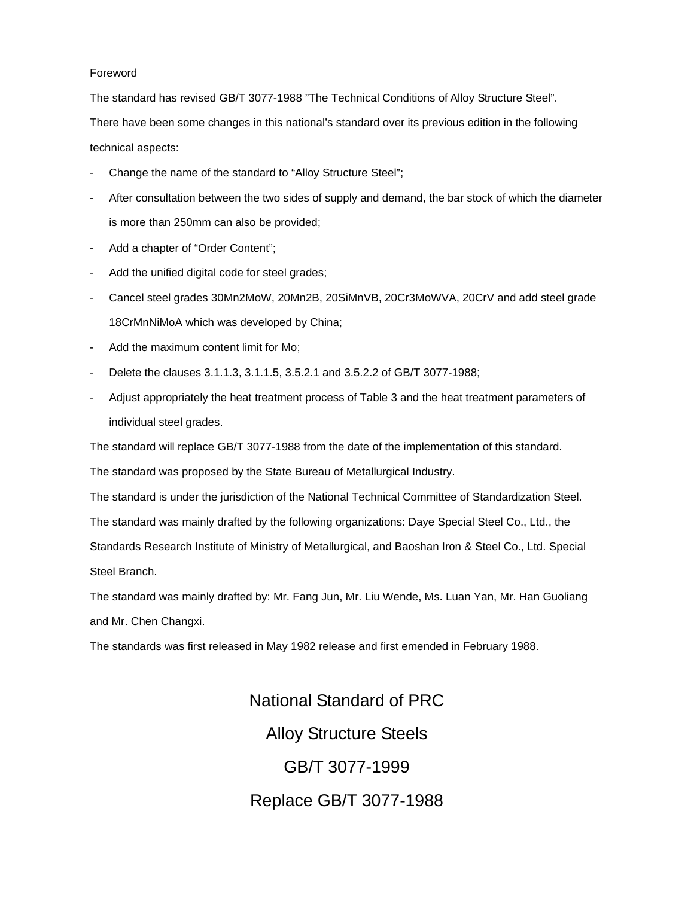## Foreword

The standard has revised GB/T 3077-1988 ”The Technical Conditions of Alloy Structure Steel”.

There have been some changes in this national’s standard over its previous edition in the following technical aspects:

- Change the name of the standard to “Alloy Structure Steel”;
- After consultation between the two sides of supply and demand, the bar stock of which the diameter is more than 250mm can also be provided;
- Add a chapter of “Order Content”;
- Add the unified digital code for steel grades;
- Cancel steel grades 30Mn2MoW, 20Mn2B, 20SiMnVB, 20Cr3MoWVA, 20CrV and add steel grade 18CrMnNiMoA which was developed by China;
- Add the maximum content limit for Mo;
- Delete the clauses 3.1.1.3, 3.1.1.5, 3.5.2.1 and 3.5.2.2 of GB/T 3077-1988;
- Adjust appropriately the heat treatment process of Table 3 and the heat treatment parameters of individual steel grades.

The standard will replace GB/T 3077-1988 from the date of the implementation of this standard.

The standard was proposed by the State Bureau of Metallurgical Industry.

The standard is under the jurisdiction of the National Technical Committee of Standardization Steel.

The standard was mainly drafted by the following organizations: Daye Special Steel Co., Ltd., the Standards Research Institute of Ministry of Metallurgical, and Baoshan Iron & Steel Co., Ltd. Special Steel Branch.

The standard was mainly drafted by: Mr. Fang Jun, Mr. Liu Wende, Ms. Luan Yan, Mr. Han Guoliang and Mr. Chen Changxi.

The standards was first released in May 1982 release and first emended in February 1988.

# National Standard of PRC

# Alloy Structure Steels

# GB/T 3077-1999

# Replace GB/T 3077-1988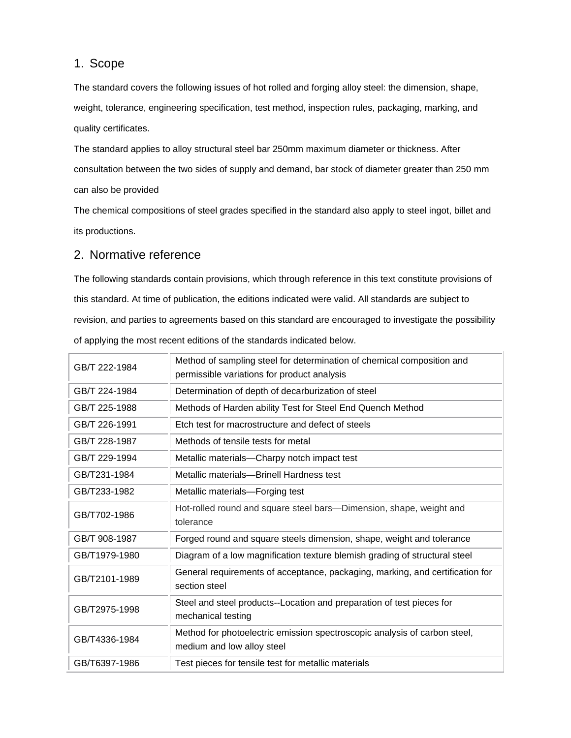## 1. Scope

The standard covers the following issues of hot rolled and forging alloy steel: the dimension, shape, weight, tolerance, engineering specification, test method, inspection rules, packaging, marking, and quality certificates.

The standard applies to alloy structural steel bar 250mm maximum diameter or thickness. After consultation between the two sides of supply and demand, bar stock of diameter greater than 250 mm can also be provided

The chemical compositions of steel grades specified in the standard also apply to steel ingot, billet and its productions.

## 2. Normative reference

The following standards contain provisions, which through reference in this text constitute provisions of this standard. At time of publication, the editions indicated were valid. All standards are subject to revision, and parties to agreements based on this standard are encouraged to investigate the possibility of applying the most recent editions of the standards indicated below.

| | |
|---|---|
| GB/T 222-1984 | Method of sampling steel for determination of chemical composition and permissible variations for product analysis |
| GB/T 224-1984 | Determination of depth of decarburization of steel |
| GB/T 225-1988 | Methods of Harden ability Test for Steel End Quench Method |
| GB/T 226-1991 | Etch test for macrostructure and defect of steels |
| GB/T 228-1987 | Methods of tensile tests for metal |
| GB/T 229-1994 | Metallic materials—Charpy notch impact test |
| GB/T231-1984 | Metallic materials—Brinell Hardness test |
| GB/T233-1982 | Metallic materials—Forging test |
| GB/T702-1986 | Hot-rolled round and square steel bars—Dimension, shape, weight and tolerance |
| GB/T 908-1987 | Forged round and square steels dimension, shape, weight and tolerance |
| GB/T1979-1980 | Diagram of a low magnification texture blemish grading of structural steel |
| GB/T2101-1989 | General requirements of acceptance, packaging, marking, and certification for section steel |
| GB/T2975-1998 | Steel and steel products--Location and preparation of test pieces for mechanical testing |
| GB/T4336-1984 | Method for photoelectric emission spectroscopic analysis of carbon steel, medium and low alloy steel |
| GB/T6397-1986 | Test pieces for tensile test for metallic materials |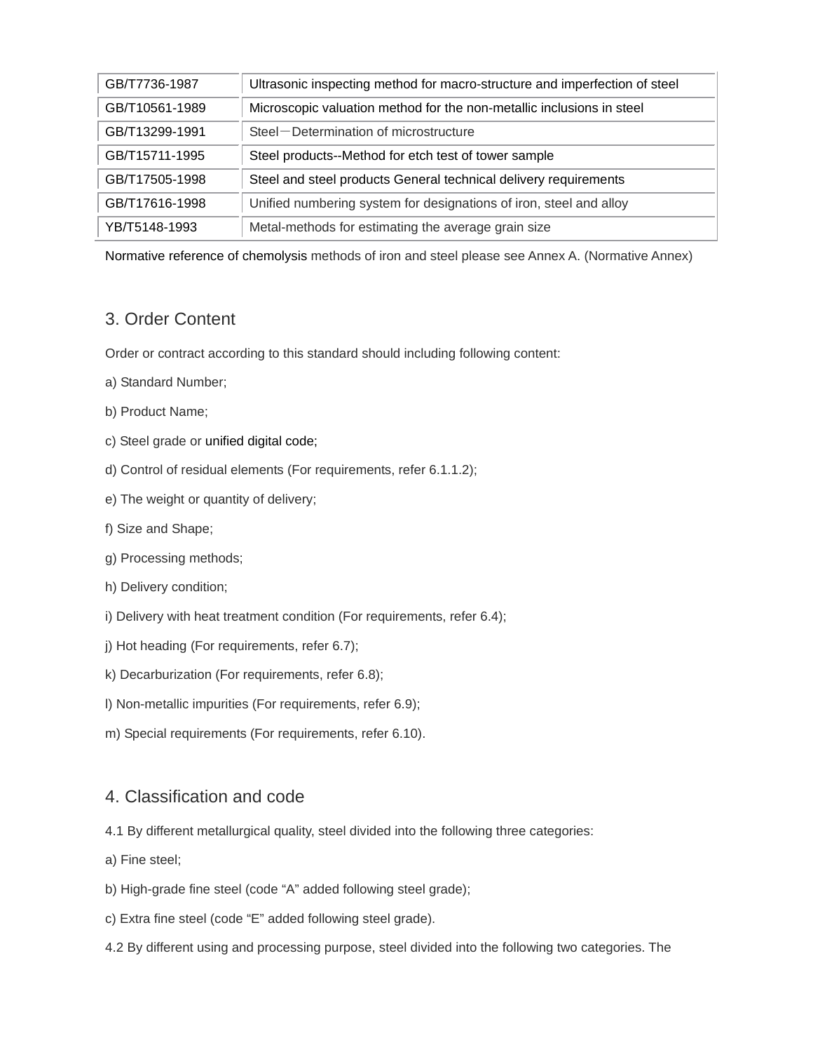| | |
|---|---|
| GB/T7736-1987 | Ultrasonic inspecting method for macro-structure and imperfection of steel |
| GB/T10561-1989 | Microscopic valuation method for the non-metallic inclusions in steel |
| GB/T13299-1991 | Steel－Determination of microstructure |
| GB/T15711-1995 | Steel products--Method for etch test of tower sample |
| GB/T17505-1998 | Steel and steel products General technical delivery requirements |
| GB/T17616-1998 | Unified numbering system for designations of iron, steel and alloy |
| YB/T5148-1993 | Metal-methods for estimating the average grain size |

Normative reference of chemolysis methods of iron and steel please see Annex A. (Normative Annex)

## 3. Order Content

Order or contract according to this standard should including following content:

a) Standard Number;

b) Product Name;

c) Steel grade or unified digital code;

d) Control of residual elements (For requirements, refer 6.1.1.2);

e) The weight or quantity of delivery;

f) Size and Shape;

g) Processing methods;

h) Delivery condition;

i) Delivery with heat treatment condition (For requirements, refer 6.4);

j) Hot heading (For requirements, refer 6.7);

k) Decarburization (For requirements, refer 6.8);

l) Non-metallic impurities (For requirements, refer 6.9);

m) Special requirements (For requirements, refer 6.10).

## 4. Classification and code

4.1 By different metallurgical quality, steel divided into the following three categories:

a) Fine steel;

b) High-grade fine steel (code “A” added following steel grade);

c) Extra fine steel (code “E” added following steel grade).

4.2 By different using and processing purpose, steel divided into the following two categories. The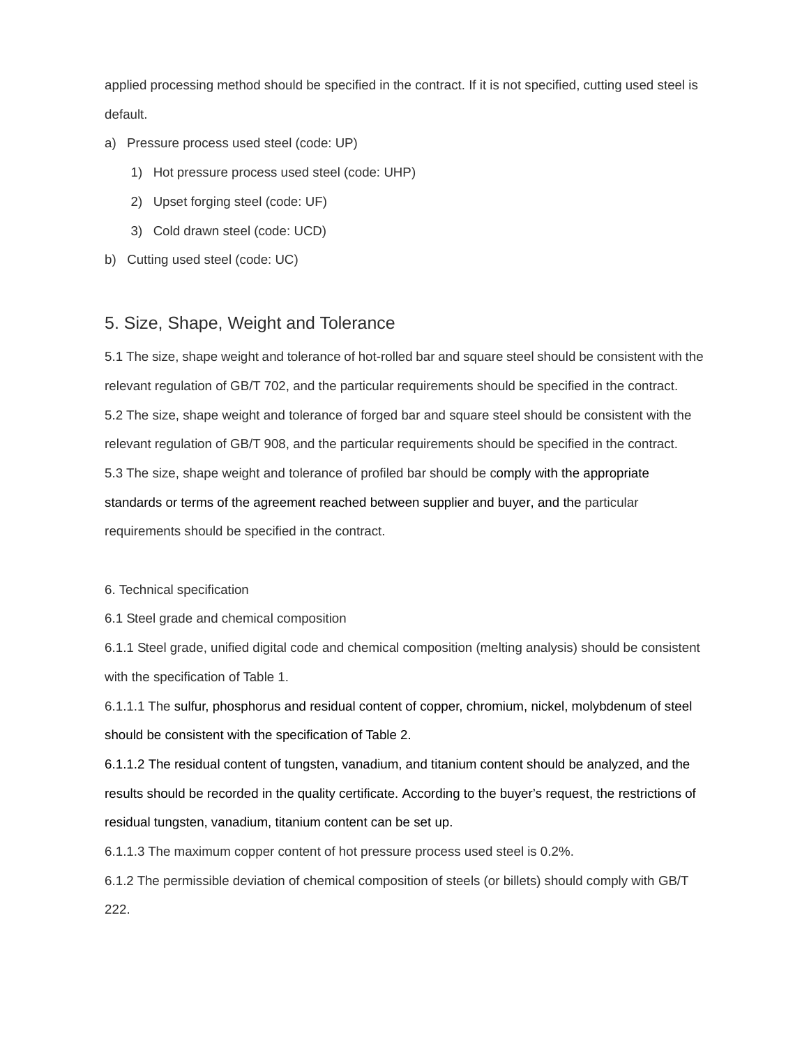applied processing method should be specified in the contract. If it is not specified, cutting used steel is default.

a) Pressure process used steel (code: UP)
   1) Hot pressure process used steel (code: UHP)
   2) Upset forging steel (code: UF)
   3) Cold drawn steel (code: UCD)

b) Cutting used steel (code: UC)

## 5. Size, Shape, Weight and Tolerance

5.1 The size, shape weight and tolerance of hot-rolled bar and square steel should be consistent with the relevant regulation of GB/T 702, and the particular requirements should be specified in the contract.

5.2 The size, shape weight and tolerance of forged bar and square steel should be consistent with the relevant regulation of GB/T 908, and the particular requirements should be specified in the contract.

5.3 The size, shape weight and tolerance of profiled bar should be comply with the appropriate standards or terms of the agreement reached between supplier and buyer, and the particular requirements should be specified in the contract.

6. Technical specification

6.1 Steel grade and chemical composition

6.1.1 Steel grade, unified digital code and chemical composition (melting analysis) should be consistent with the specification of Table 1.

6.1.1.1 The sulfur, phosphorus and residual content of copper, chromium, nickel, molybdenum of steel should be consistent with the specification of Table 2.

6.1.1.2 The residual content of tungsten, vanadium, and titanium content should be analyzed, and the results should be recorded in the quality certificate. According to the buyer's request, the restrictions of residual tungsten, vanadium, titanium content can be set up.

6.1.1.3 The maximum copper content of hot pressure process used steel is 0.2%.

6.1.2 The permissible deviation of chemical composition of steels (or billets) should comply with GB/T 222.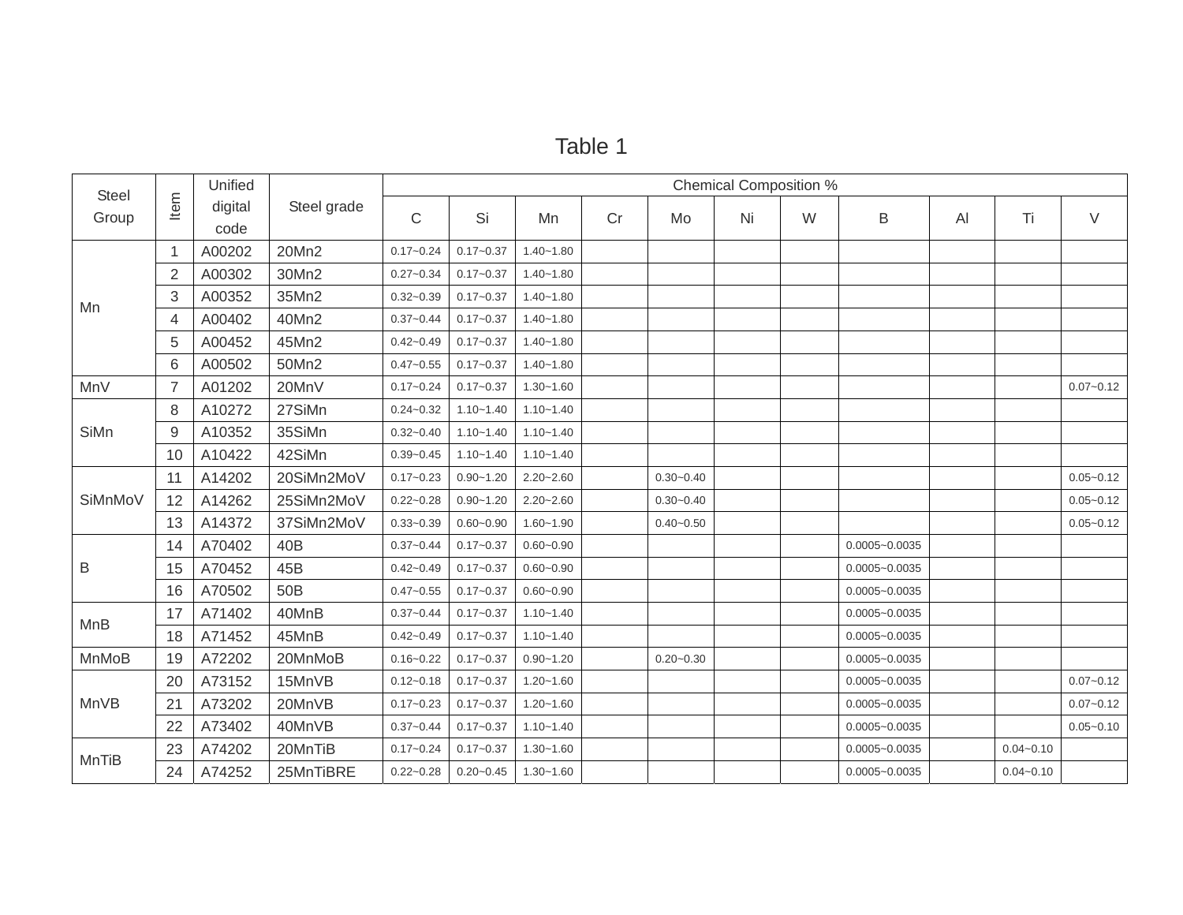Table 1

| Steel Group | Item | Unified digital code | Steel grade | Chemical Composition % | | | | | | | | | | |
|---|---|---|---|---|---|---|---|---|---|---|---|---|---|---|
| | | | | C | Si | Mn | Cr | Mo | Ni | W | B | Al | Ti | V |
| Mn | 1 | A00202 | 20Mn2 | 0.17~0.24 | 0.17~0.37 | 1.40~1.80 | | | | | | | | |
| | 2 | A00302 | 30Mn2 | 0.27~0.34 | 0.17~0.37 | 1.40~1.80 | | | | | | | | |
| | 3 | A00352 | 35Mn2 | 0.32~0.39 | 0.17~0.37 | 1.40~1.80 | | | | | | | | |
| | 4 | A00402 | 40Mn2 | 0.37~0.44 | 0.17~0.37 | 1.40~1.80 | | | | | | | | |
| | 5 | A00452 | 45Mn2 | 0.42~0.49 | 0.17~0.37 | 1.40~1.80 | | | | | | | | |
| | 6 | A00502 | 50Mn2 | 0.47~0.55 | 0.17~0.37 | 1.40~1.80 | | | | | | | | |
| MnV | 7 | A01202 | 20MnV | 0.17~0.24 | 0.17~0.37 | 1.30~1.60 | | | | | | | | 0.07~0.12 |
| SiMn | 8 | A10272 | 27SiMn | 0.24~0.32 | 1.10~1.40 | 1.10~1.40 | | | | | | | | |
| | 9 | A10352 | 35SiMn | 0.32~0.40 | 1.10~1.40 | 1.10~1.40 | | | | | | | | |
| | 10 | A10422 | 42SiMn | 0.39~0.45 | 1.10~1.40 | 1.10~1.40 | | | | | | | | |
| SiMnMoV | 11 | A14202 | 20SiMn2MoV | 0.17~0.23 | 0.90~1.20 | 2.20~2.60 | | 0.30~0.40 | | | | | | 0.05~0.12 |
| | 12 | A14262 | 25SiMn2MoV | 0.22~0.28 | 0.90~1.20 | 2.20~2.60 | | 0.30~0.40 | | | | | | 0.05~0.12 |
| | 13 | A14372 | 37SiMn2MoV | 0.33~0.39 | 0.60~0.90 | 1.60~1.90 | | 0.40~0.50 | | | | | | 0.05~0.12 |
| B | 14 | A70402 | 40B | 0.37~0.44 | 0.17~0.37 | 0.60~0.90 | | | | | 0.0005~0.0035 | | | |
| | 15 | A70452 | 45B | 0.42~0.49 | 0.17~0.37 | 0.60~0.90 | | | | | 0.0005~0.0035 | | | |
| | 16 | A70502 | 50B | 0.47~0.55 | 0.17~0.37 | 0.60~0.90 | | | | | 0.0005~0.0035 | | | |
| MnB | 17 | A71402 | 40MnB | 0.37~0.44 | 0.17~0.37 | 1.10~1.40 | | | | | 0.0005~0.0035 | | | |
| | 18 | A71452 | 45MnB | 0.42~0.49 | 0.17~0.37 | 1.10~1.40 | | | | | 0.0005~0.0035 | | | |
| MnMoB | 19 | A72202 | 20MnMoB | 0.16~0.22 | 0.17~0.37 | 0.90~1.20 | | 0.20~0.30 | | | 0.0005~0.0035 | | | |
| MnVB | 20 | A73152 | 15MnVB | 0.12~0.18 | 0.17~0.37 | 1.20~1.60 | | | | | 0.0005~0.0035 | | | 0.07~0.12 |
| | 21 | A73202 | 20MnVB | 0.17~0.23 | 0.17~0.37 | 1.20~1.60 | | | | | 0.0005~0.0035 | | | 0.07~0.12 |
| | 22 | A73402 | 40MnVB | 0.37~0.44 | 0.17~0.37 | 1.10~1.40 | | | | | 0.0005~0.0035 | | | 0.05~0.10 |
| MnTiB | 23 | A74202 | 20MnTiB | 0.17~0.24 | 0.17~0.37 | 1.30~1.60 | | | | | 0.0005~0.0035 | | 0.04~0.10 | |
| | 24 | A74252 | 25MnTiBRE | 0.22~0.28 | 0.20~0.45 | 1.30~1.60 | | | | | 0.0005~0.0035 | | 0.04~0.10 | |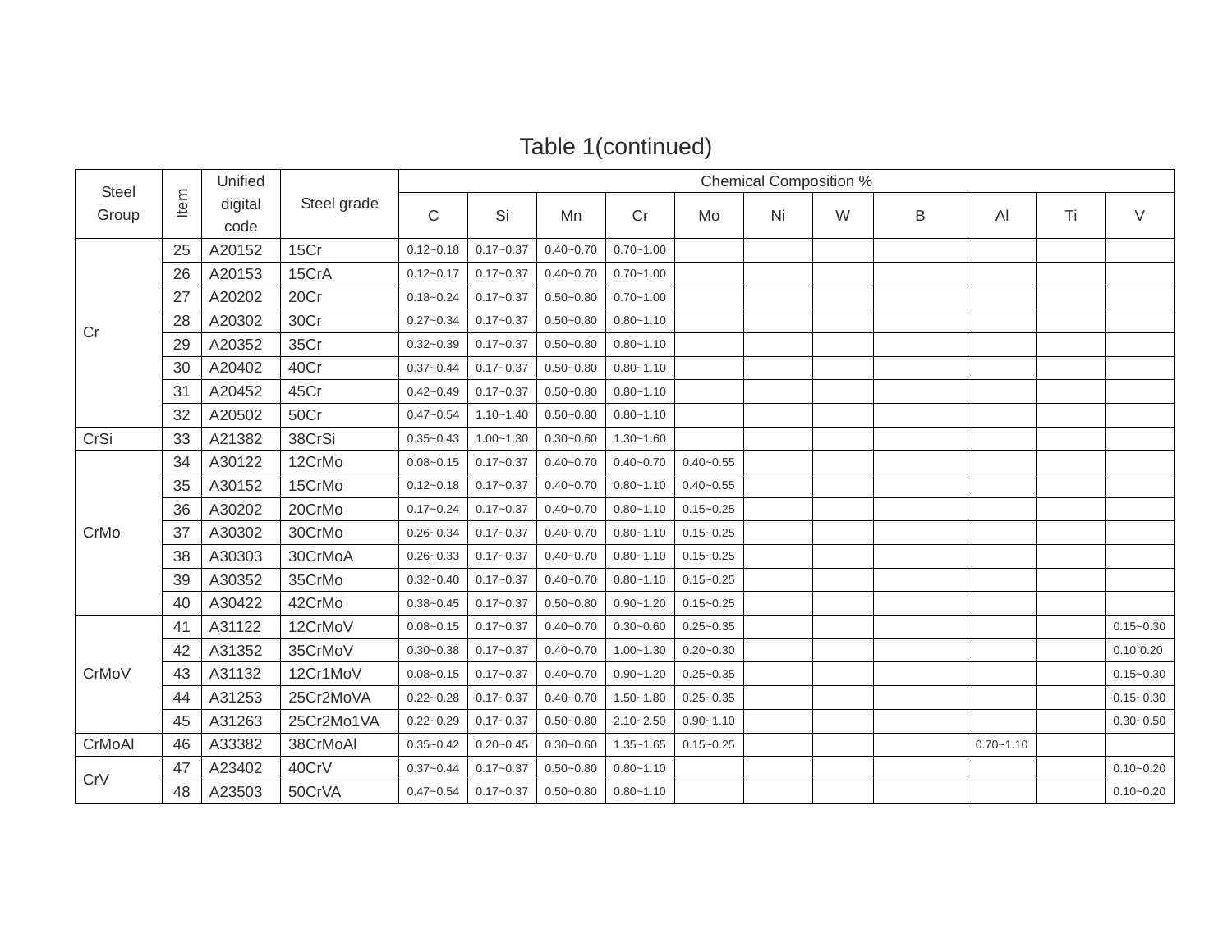Table 1(continued)

| Steel Group | Item | Unified digital code | Steel grade | Chemical Composition % | | | | | | | | | | |
|---|---|---|---|---|---|---|---|---|---|---|---|---|---|---|
| | | | | C | Si | Mn | Cr | Mo | Ni | W | B | Al | Ti | V |
| Cr | 25 | A20152 | 15Cr | 0.12~0.18 | 0.17~0.37 | 0.40~0.70 | 0.70~1.00 | | | | | | | |
| | 26 | A20153 | 15CrA | 0.12~0.17 | 0.17~0.37 | 0.40~0.70 | 0.70~1.00 | | | | | | | |
| | 27 | A20202 | 20Cr | 0.18~0.24 | 0.17~0.37 | 0.50~0.80 | 0.70~1.00 | | | | | | | |
| | 28 | A20302 | 30Cr | 0.27~0.34 | 0.17~0.37 | 0.50~0.80 | 0.80~1.10 | | | | | | | |
| | 29 | A20352 | 35Cr | 0.32~0.39 | 0.17~0.37 | 0.50~0.80 | 0.80~1.10 | | | | | | | |
| | 30 | A20402 | 40Cr | 0.37~0.44 | 0.17~0.37 | 0.50~0.80 | 0.80~1.10 | | | | | | | |
| | 31 | A20452 | 45Cr | 0.42~0.49 | 0.17~0.37 | 0.50~0.80 | 0.80~1.10 | | | | | | | |
| | 32 | A20502 | 50Cr | 0.47~0.54 | 1.10~1.40 | 0.50~0.80 | 0.80~1.10 | | | | | | | |
| CrSi | 33 | A21382 | 38CrSi | 0.35~0.43 | 1.00~1.30 | 0.30~0.60 | 1.30~1.60 | | | | | | | |
| CrMo | 34 | A30122 | 12CrMo | 0.08~0.15 | 0.17~0.37 | 0.40~0.70 | 0.40~0.70 | 0.40~0.55 | | | | | | |
| | 35 | A30152 | 15CrMo | 0.12~0.18 | 0.17~0.37 | 0.40~0.70 | 0.80~1.10 | 0.40~0.55 | | | | | | |
| | 36 | A30202 | 20CrMo | 0.17~0.24 | 0.17~0.37 | 0.40~0.70 | 0.80~1.10 | 0.15~0.25 | | | | | | |
| | 37 | A30302 | 30CrMo | 0.26~0.34 | 0.17~0.37 | 0.40~0.70 | 0.80~1.10 | 0.15~0.25 | | | | | | |
| | 38 | A30303 | 30CrMoA | 0.26~0.33 | 0.17~0.37 | 0.40~0.70 | 0.80~1.10 | 0.15~0.25 | | | | | | |
| | 39 | A30352 | 35CrMo | 0.32~0.40 | 0.17~0.37 | 0.40~0.70 | 0.80~1.10 | 0.15~0.25 | | | | | | |
| | 40 | A30422 | 42CrMo | 0.38~0.45 | 0.17~0.37 | 0.50~0.80 | 0.90~1.20 | 0.15~0.25 | | | | | | |
| CrMoV | 41 | A31122 | 12CrMoV | 0.08~0.15 | 0.17~0.37 | 0.40~0.70 | 0.30~0.60 | 0.25~0.35 | | | | | | 0.15~0.30 |
| | 42 | A31352 | 35CrMoV | 0.30~0.38 | 0.17~0.37 | 0.40~0.70 | 1.00~1.30 | 0.20~0.30 | | | | | | 0.10`0.20 |
| | 43 | A31132 | 12Cr1MoV | 0.08~0.15 | 0.17~0.37 | 0.40~0.70 | 0.90~1.20 | 0.25~0.35 | | | | | | 0.15~0.30 |
| | 44 | A31253 | 25Cr2MoVA | 0.22~0.28 | 0.17~0.37 | 0.40~0.70 | 1.50~1.80 | 0.25~0.35 | | | | | | 0.15~0.30 |
| | 45 | A31263 | 25Cr2Mo1VA | 0.22~0.29 | 0.17~0.37 | 0.50~0.80 | 2.10~2.50 | 0.90~1.10 | | | | | | 0.30~0.50 |
| CrMoAl | 46 | A33382 | 38CrMoAl | 0.35~0.42 | 0.20~0.45 | 0.30~0.60 | 1.35~1.65 | 0.15~0.25 | | | | 0.70~1.10 | | |
| CrV | 47 | A23402 | 40CrV | 0.37~0.44 | 0.17~0.37 | 0.50~0.80 | 0.80~1.10 | | | | | | | 0.10~0.20 |
| | 48 | A23503 | 50CrVA | 0.47~0.54 | 0.17~0.37 | 0.50~0.80 | 0.80~1.10 | | | | | | | 0.10~0.20 |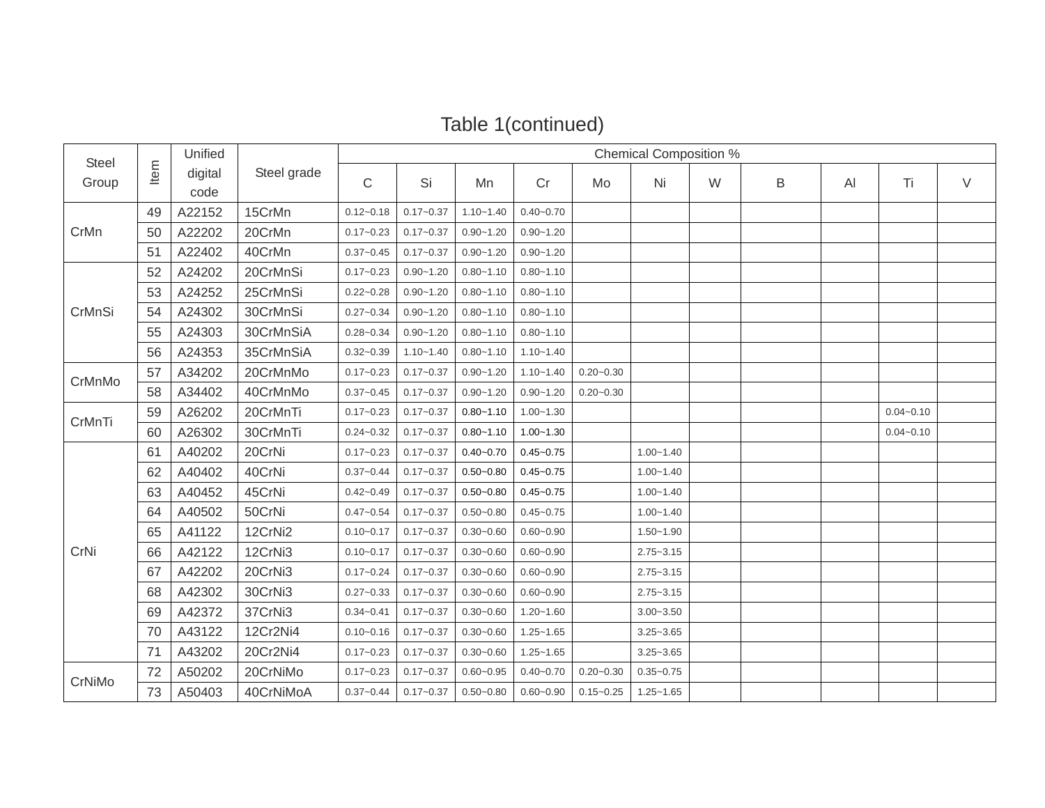Table 1(continued)

| Steel Group | Item | Unified digital code | Steel grade | Chemical Composition % | | | | | | | | | | |
|---|---|---|---|---|---|---|---|---|---|---|---|---|---|---|
| | | | | C | Si | Mn | Cr | Mo | Ni | W | B | Al | Ti | V |
| CrMn | 49 | A22152 | 15CrMn | 0.12~0.18 | 0.17~0.37 | 1.10~1.40 | 0.40~0.70 | | | | | | | |
| | 50 | A22202 | 20CrMn | 0.17~0.23 | 0.17~0.37 | 0.90~1.20 | 0.90~1.20 | | | | | | | |
| | 51 | A22402 | 40CrMn | 0.37~0.45 | 0.17~0.37 | 0.90~1.20 | 0.90~1.20 | | | | | | | |
| CrMnSi | 52 | A24202 | 20CrMnSi | 0.17~0.23 | 0.90~1.20 | 0.80~1.10 | 0.80~1.10 | | | | | | | |
| | 53 | A24252 | 25CrMnSi | 0.22~0.28 | 0.90~1.20 | 0.80~1.10 | 0.80~1.10 | | | | | | | |
| | 54 | A24302 | 30CrMnSi | 0.27~0.34 | 0.90~1.20 | 0.80~1.10 | 0.80~1.10 | | | | | | | |
| | 55 | A24303 | 30CrMnSiA | 0.28~0.34 | 0.90~1.20 | 0.80~1.10 | 0.80~1.10 | | | | | | | |
| | 56 | A24353 | 35CrMnSiA | 0.32~0.39 | 1.10~1.40 | 0.80~1.10 | 1.10~1.40 | | | | | | | |
| CrMnMo | 57 | A34202 | 20CrMnMo | 0.17~0.23 | 0.17~0.37 | 0.90~1.20 | 1.10~1.40 | 0.20~0.30 | | | | | | |
| | 58 | A34402 | 40CrMnMo | 0.37~0.45 | 0.17~0.37 | 0.90~1.20 | 0.90~1.20 | 0.20~0.30 | | | | | | |
| CrMnTi | 59 | A26202 | 20CrMnTi | 0.17~0.23 | 0.17~0.37 | 0.80~1.10 | 1.00~1.30 | | | | | | 0.04~0.10 | |
| | 60 | A26302 | 30CrMnTi | 0.24~0.32 | 0.17~0.37 | 0.80~1.10 | 1.00~1.30 | | | | | | 0.04~0.10 | |
| CrNi | 61 | A40202 | 20CrNi | 0.17~0.23 | 0.17~0.37 | 0.40~0.70 | 0.45~0.75 | | 1.00~1.40 | | | | | |
| | 62 | A40402 | 40CrNi | 0.37~0.44 | 0.17~0.37 | 0.50~0.80 | 0.45~0.75 | | 1.00~1.40 | | | | | |
| | 63 | A40452 | 45CrNi | 0.42~0.49 | 0.17~0.37 | 0.50~0.80 | 0.45~0.75 | | 1.00~1.40 | | | | | |
| | 64 | A40502 | 50CrNi | 0.47~0.54 | 0.17~0.37 | 0.50~0.80 | 0.45~0.75 | | 1.00~1.40 | | | | | |
| | 65 | A41122 | 12CrNi2 | 0.10~0.17 | 0.17~0.37 | 0.30~0.60 | 0.60~0.90 | | 1.50~1.90 | | | | | |
| | 66 | A42122 | 12CrNi3 | 0.10~0.17 | 0.17~0.37 | 0.30~0.60 | 0.60~0.90 | | 2.75~3.15 | | | | | |
| | 67 | A42202 | 20CrNi3 | 0.17~0.24 | 0.17~0.37 | 0.30~0.60 | 0.60~0.90 | | 2.75~3.15 | | | | | |
| | 68 | A42302 | 30CrNi3 | 0.27~0.33 | 0.17~0.37 | 0.30~0.60 | 0.60~0.90 | | 2.75~3.15 | | | | | |
| | 69 | A42372 | 37CrNi3 | 0.34~0.41 | 0.17~0.37 | 0.30~0.60 | 1.20~1.60 | | 3.00~3.50 | | | | | |
| | 70 | A43122 | 12Cr2Ni4 | 0.10~0.16 | 0.17~0.37 | 0.30~0.60 | 1.25~1.65 | | 3.25~3.65 | | | | | |
| | 71 | A43202 | 20Cr2Ni4 | 0.17~0.23 | 0.17~0.37 | 0.30~0.60 | 1.25~1.65 | | 3.25~3.65 | | | | | |
| CrNiMo | 72 | A50202 | 20CrNiMo | 0.17~0.23 | 0.17~0.37 | 0.60~0.95 | 0.40~0.70 | 0.20~0.30 | 0.35~0.75 | | | | | |
| | 73 | A50403 | 40CrNiMoA | 0.37~0.44 | 0.17~0.37 | 0.50~0.80 | 0.60~0.90 | 0.15~0.25 | 1.25~1.65 | | | | | |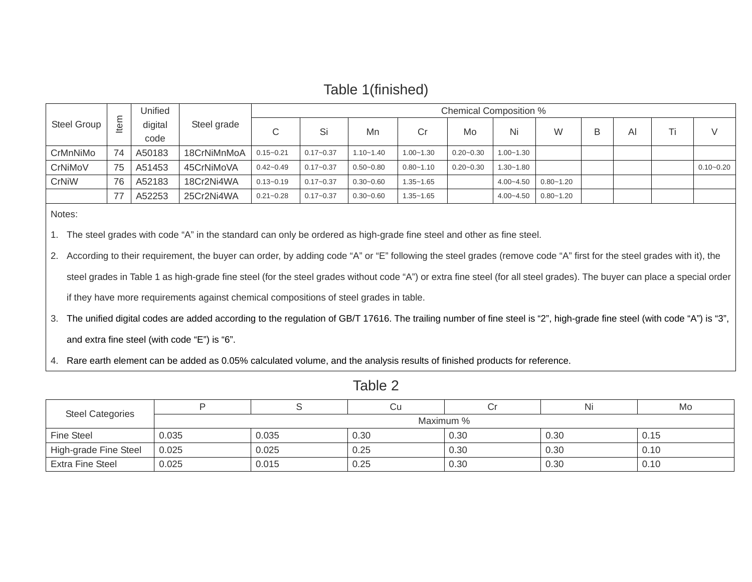## Table 1(finished)

| Steel Group | Item | Unified digital code | Steel grade | Chemical Composition % | | | | | | | | | | |
|---|---|---|---|---|---|---|---|---|---|---|---|---|---|---|
| | | | | C | Si | Mn | Cr | Mo | Ni | W | B | Al | Ti | V |
| CrMnNiMo | 74 | A50183 | 18CrNiMnMoA | 0.15~0.21 | 0.17~0.37 | 1.10~1.40 | 1.00~1.30 | 0.20~0.30 | 1.00~1.30 | | | | | |
| CrNiMoV | 75 | A51453 | 45CrNiMoVA | 0.42~0.49 | 0.17~0.37 | 0.50~0.80 | 0.80~1.10 | 0.20~0.30 | 1.30~1.80 | | | | | 0.10~0.20 |
| CrNiW | 76 | A52183 | 18Cr2Ni4WA | 0.13~0.19 | 0.17~0.37 | 0.30~0.60 | 1.35~1.65 | | 4.00~4.50 | 0.80~1.20 | | | | |
| | 77 | A52253 | 25Cr2Ni4WA | 0.21~0.28 | 0.17~0.37 | 0.30~0.60 | 1.35~1.65 | | 4.00~4.50 | 0.80~1.20 | | | | |

Notes:

1. The steel grades with code “A” in the standard can only be ordered as high-grade fine steel and other as fine steel.
2. According to their requirement, the buyer can order, by adding code “A” or “E” following the steel grades (remove code “A” first for the steel grades with it), the steel grades in Table 1 as high-grade fine steel (for the steel grades without code “A”) or extra fine steel (for all steel grades). The buyer can place a special order if they have more requirements against chemical compositions of steel grades in table.
3. The unified digital codes are added according to the regulation of GB/T 17616. The trailing number of fine steel is “2”, high-grade fine steel (with code “A”) is “3”, and extra fine steel (with code “E”) is “6”.
4. Rare earth element can be added as 0.05% calculated volume, and the analysis results of finished products for reference.

## Table 2

| Steel Categories | P | S | Cu | Cr | Ni | Mo |
|---|---|---|---|---|---|---|
| | Maximum % | | | | | |
| Fine Steel | 0.035 | 0.035 | 0.30 | 0.30 | 0.30 | 0.15 |
| High-grade Fine Steel | 0.025 | 0.025 | 0.25 | 0.30 | 0.30 | 0.10 |
| Extra Fine Steel | 0.025 | 0.015 | 0.25 | 0.30 | 0.30 | 0.10 |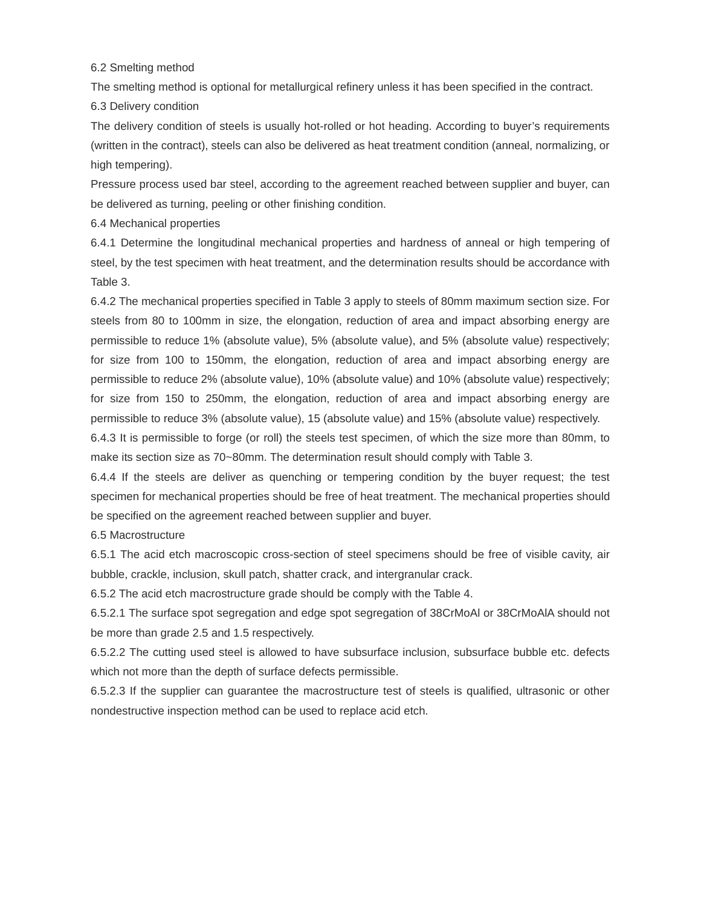6.2 Smelting method

The smelting method is optional for metallurgical refinery unless it has been specified in the contract.

6.3 Delivery condition

The delivery condition of steels is usually hot-rolled or hot heading. According to buyer's requirements (written in the contract), steels can also be delivered as heat treatment condition (anneal, normalizing, or high tempering).

Pressure process used bar steel, according to the agreement reached between supplier and buyer, can be delivered as turning, peeling or other finishing condition.

6.4 Mechanical properties

6.4.1 Determine the longitudinal mechanical properties and hardness of anneal or high tempering of steel, by the test specimen with heat treatment, and the determination results should be accordance with Table 3.

6.4.2 The mechanical properties specified in Table 3 apply to steels of 80mm maximum section size. For steels from 80 to 100mm in size, the elongation, reduction of area and impact absorbing energy are permissible to reduce 1% (absolute value), 5% (absolute value), and 5% (absolute value) respectively; for size from 100 to 150mm, the elongation, reduction of area and impact absorbing energy are permissible to reduce 2% (absolute value), 10% (absolute value) and 10% (absolute value) respectively; for size from 150 to 250mm, the elongation, reduction of area and impact absorbing energy are permissible to reduce 3% (absolute value), 15 (absolute value) and 15% (absolute value) respectively.

6.4.3 It is permissible to forge (or roll) the steels test specimen, of which the size more than 80mm, to make its section size as 70~80mm. The determination result should comply with Table 3.

6.4.4 If the steels are deliver as quenching or tempering condition by the buyer request; the test specimen for mechanical properties should be free of heat treatment. The mechanical properties should be specified on the agreement reached between supplier and buyer.

6.5 Macrostructure

6.5.1 The acid etch macroscopic cross-section of steel specimens should be free of visible cavity, air bubble, crackle, inclusion, skull patch, shatter crack, and intergranular crack.

6.5.2 The acid etch macrostructure grade should be comply with the Table 4.

6.5.2.1 The surface spot segregation and edge spot segregation of 38CrMoAl or 38CrMoAlA should not be more than grade 2.5 and 1.5 respectively.

6.5.2.2 The cutting used steel is allowed to have subsurface inclusion, subsurface bubble etc. defects which not more than the depth of surface defects permissible.

6.5.2.3 If the supplier can guarantee the macrostructure test of steels is qualified, ultrasonic or other nondestructive inspection method can be used to replace acid etch.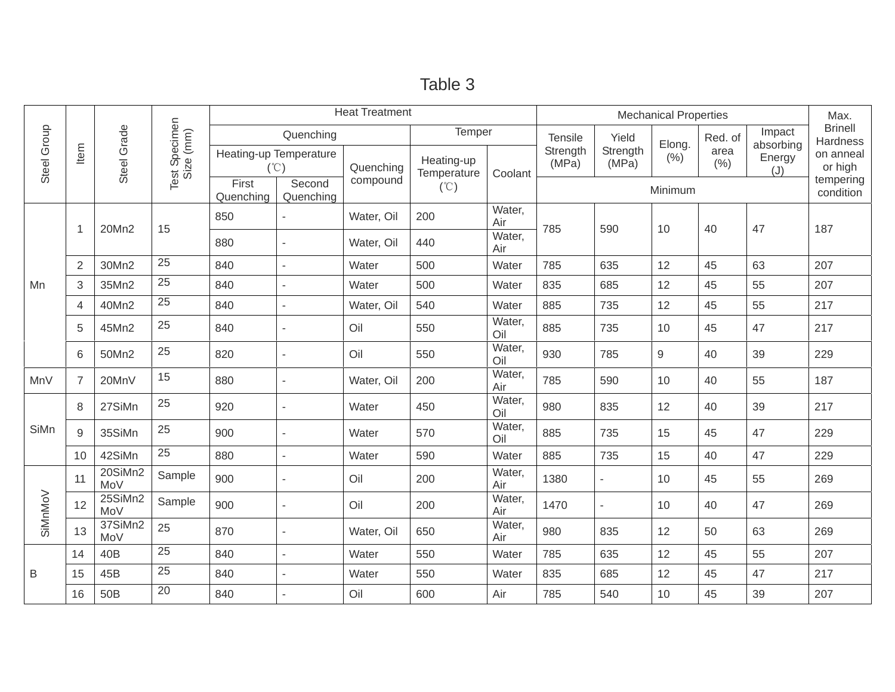Table 3

| Steel Group | Item | Steel Grade | Test Specimen Size (mm) | Heat Treatment | | | | | Mechanical Properties | | | | | Max. Brinell Hardness on anneal or high tempering condition |
|---|---|---|---|---|---|---|---|---|---|---|---|---|---|---|
| | | | | Quenching | | | Temper | | Tensile Strength (MPa) | Yield Strength (MPa) | Elong. (%) | Red. of area (%) | Impact absorbing Energy (J) | |
| | | | | Heating-up Temperature (℃) | | Quenching compound | Heating-up Temperature (℃) | Coolant | | | | | | |
| | | | | First Quenching | Second Quenching | | | | Minimum | | | | | |
| Mn | 1 | 20Mn2 | 15 | 850 | - | Water, Oil | 200 | Water, Air | 785 | 590 | 10 | 40 | 47 | 187 |
| | | | | 880 | - | Water, Oil | 440 | Water, Air | | | | | | |
| | 2 | 30Mn2 | 25 | 840 | - | Water | 500 | Water | 785 | 635 | 12 | 45 | 63 | 207 |
| | 3 | 35Mn2 | 25 | 840 | - | Water | 500 | Water | 835 | 685 | 12 | 45 | 55 | 207 |
| | 4 | 40Mn2 | 25 | 840 | - | Water, Oil | 540 | Water | 885 | 735 | 12 | 45 | 55 | 217 |
| | 5 | 45Mn2 | 25 | 840 | - | Oil | 550 | Water, Oil | 885 | 735 | 10 | 45 | 47 | 217 |
| | 6 | 50Mn2 | 25 | 820 | - | Oil | 550 | Water, Oil | 930 | 785 | 9 | 40 | 39 | 229 |
| MnV | 7 | 20MnV | 15 | 880 | - | Water, Oil | 200 | Water, Air | 785 | 590 | 10 | 40 | 55 | 187 |
| SiMn | 8 | 27SiMn | 25 | 920 | - | Water | 450 | Water, Oil | 980 | 835 | 12 | 40 | 39 | 217 |
| | 9 | 35SiMn | 25 | 900 | - | Water | 570 | Water, Oil | 885 | 735 | 15 | 45 | 47 | 229 |
| | 10 | 42SiMn | 25 | 880 | - | Water | 590 | Water | 885 | 735 | 15 | 40 | 47 | 229 |
| SiMnMoV | 11 | 20SiMn2MoV | Sample | 900 | - | Oil | 200 | Water, Air | 1380 | - | 10 | 45 | 55 | 269 |
| | 12 | 25SiMn2MoV | Sample | 900 | - | Oil | 200 | Water, Air | 1470 | - | 10 | 40 | 47 | 269 |
| | 13 | 37SiMn2MoV | 25 | 870 | - | Water, Oil | 650 | Water, Air | 980 | 835 | 12 | 50 | 63 | 269 |
| B | 14 | 40B | 25 | 840 | - | Water | 550 | Water | 785 | 635 | 12 | 45 | 55 | 207 |
| | 15 | 45B | 25 | 840 | - | Water | 550 | Water | 835 | 685 | 12 | 45 | 47 | 217 |
| | 16 | 50B | 20 | 840 | - | Oil | 600 | Air | 785 | 540 | 10 | 45 | 39 | 207 |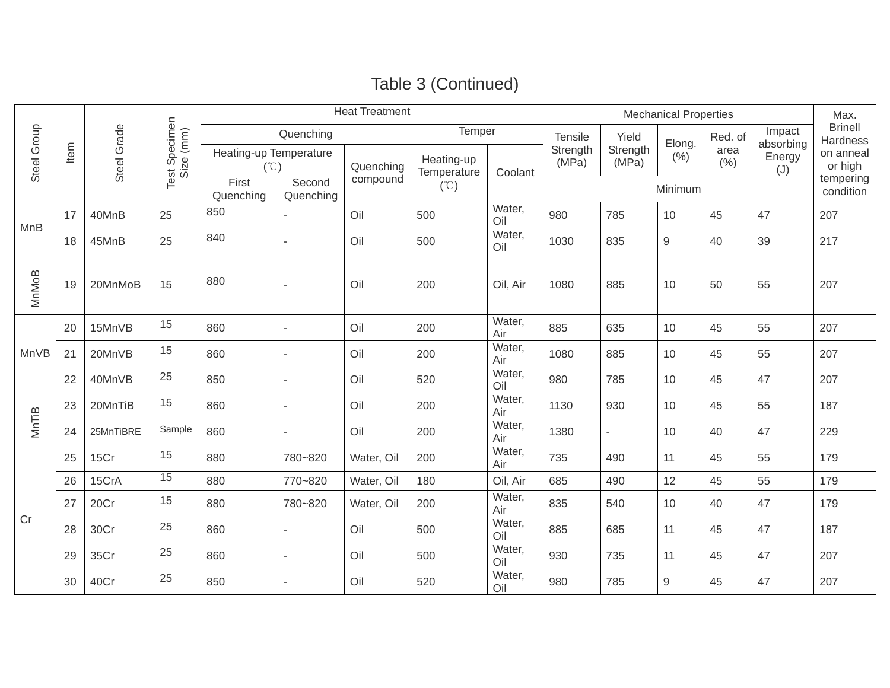## Table 3 (Continued)

| Steel Group | Item | Steel Grade | Test Specimen Size (mm) | Heat Treatment | | | | | Mechanical Properties | | | | | Max. Brinell Hardness on anneal or high tempering condition |
|---|---|---|---|---|---|---|---|---|---|---|---|---|---|---|
| | | | | Quenching | | | Temper | | Tensile Strength (MPa) | Yield Strength (MPa) | Elong. (%) | Red. of area (%) | Impact absorbing Energy (J) | |
| | | | | Heating-up Temperature (℃) | | Quenching compound | Heating-up Temperature (℃) | Coolant | | | | | | |
| | | | | First Quenching | Second Quenching | | | | Minimum | | | | | |
| MnB | 17 | 40MnB | 25 | 850 | - | Oil | 500 | Water, Oil | 980 | 785 | 10 | 45 | 47 | 207 |
| | 18 | 45MnB | 25 | 840 | - | Oil | 500 | Water, Oil | 1030 | 835 | 9 | 40 | 39 | 217 |
| MnMoB | 19 | 20MnMoB | 15 | 880 | - | Oil | 200 | Oil, Air | 1080 | 885 | 10 | 50 | 55 | 207 |
| MnVB | 20 | 15MnVB | 15 | 860 | - | Oil | 200 | Water, Air | 885 | 635 | 10 | 45 | 55 | 207 |
| | 21 | 20MnVB | 15 | 860 | - | Oil | 200 | Water, Air | 1080 | 885 | 10 | 45 | 55 | 207 |
| | 22 | 40MnVB | 25 | 850 | - | Oil | 520 | Water, Oil | 980 | 785 | 10 | 45 | 47 | 207 |
| MnTiB | 23 | 20MnTiB | 15 | 860 | - | Oil | 200 | Water, Air | 1130 | 930 | 10 | 45 | 55 | 187 |
| | 24 | 25MnTiBRE | Sample | 860 | - | Oil | 200 | Water, Air | 1380 | - | 10 | 40 | 47 | 229 |
| Cr | 25 | 15Cr | 15 | 880 | 780~820 | Water, Oil | 200 | Water, Air | 735 | 490 | 11 | 45 | 55 | 179 |
| | 26 | 15CrA | 15 | 880 | 770~820 | Water, Oil | 180 | Oil, Air | 685 | 490 | 12 | 45 | 55 | 179 |
| | 27 | 20Cr | 15 | 880 | 780~820 | Water, Oil | 200 | Water, Air | 835 | 540 | 10 | 40 | 47 | 179 |
| | 28 | 30Cr | 25 | 860 | - | Oil | 500 | Water, Oil | 885 | 685 | 11 | 45 | 47 | 187 |
| | 29 | 35Cr | 25 | 860 | - | Oil | 500 | Water, Oil | 930 | 735 | 11 | 45 | 47 | 207 |
| | 30 | 40Cr | 25 | 850 | - | Oil | 520 | Water, Oil | 980 | 785 | 9 | 45 | 47 | 207 |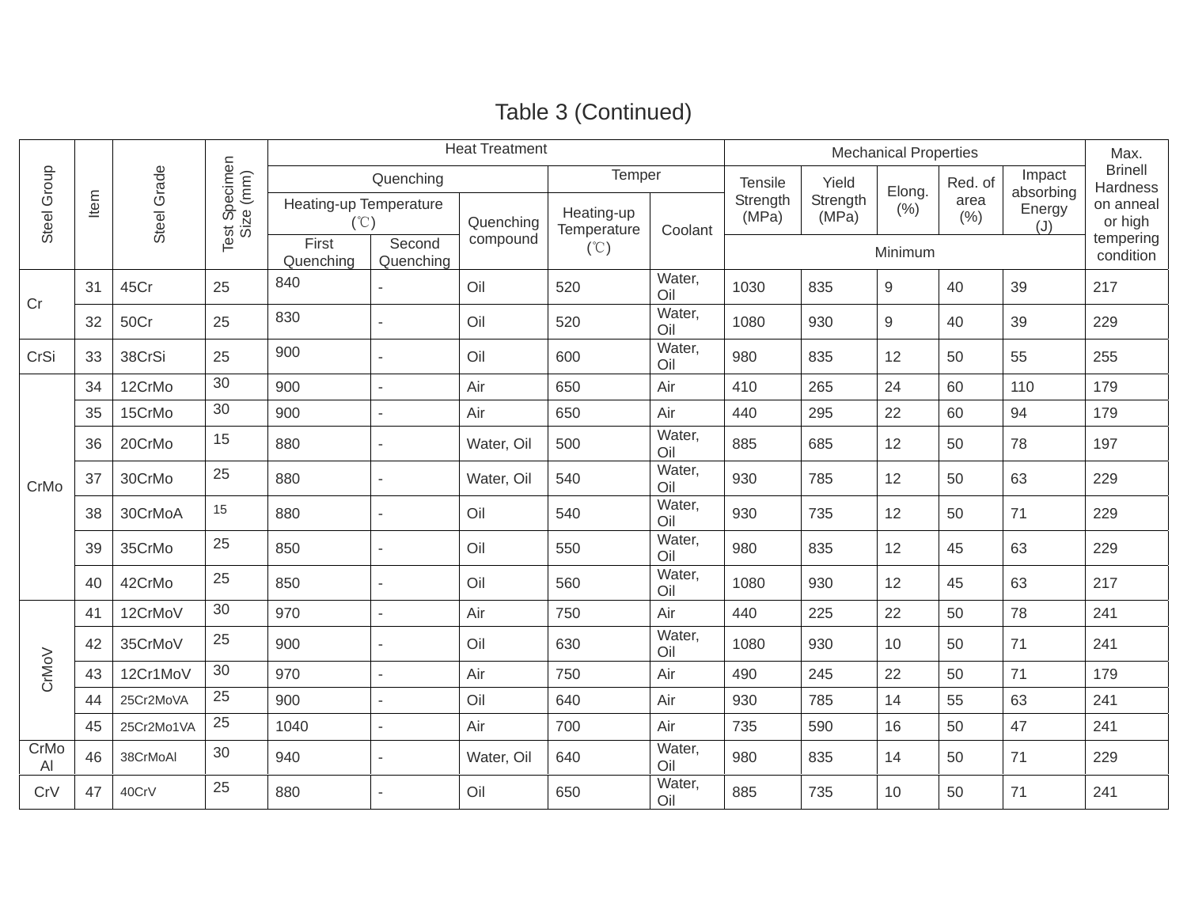## Table 3 (Continued)

| Steel Group | Item | Steel Grade | Test Specimen Size (mm) | Heat Treatment | | | | | Mechanical Properties | | | | | Max. Brinell Hardness on anneal or high tempering condition |
|---|---|---|---|---|---|---|---|---|---|---|---|---|---|---|
| | | | | Quenching | | | Temper | | Tensile Strength (MPa) | Yield Strength (MPa) | Elong. (%) | Red. of area (%) | Impact absorbing Energy (J) | |
| | | | | Heating-up Temperature (℃) | | Quenching compound | Heating-up Temperature (℃) | Coolant | | | | | | |
| | | | | First Quenching | Second Quenching | | | | Minimum | | | | | |
| Cr | 31 | 45Cr | 25 | 840 | - | Oil | 520 | Water, Oil | 1030 | 835 | 9 | 40 | 39 | 217 |
| | 32 | 50Cr | 25 | 830 | - | Oil | 520 | Water, Oil | 1080 | 930 | 9 | 40 | 39 | 229 |
| CrSi | 33 | 38CrSi | 25 | 900 | - | Oil | 600 | Water, Oil | 980 | 835 | 12 | 50 | 55 | 255 |
| CrMo | 34 | 12CrMo | 30 | 900 | - | Air | 650 | Air | 410 | 265 | 24 | 60 | 110 | 179 |
| | 35 | 15CrMo | 30 | 900 | - | Air | 650 | Air | 440 | 295 | 22 | 60 | 94 | 179 |
| | 36 | 20CrMo | 15 | 880 | - | Water, Oil | 500 | Water, Oil | 885 | 685 | 12 | 50 | 78 | 197 |
| | 37 | 30CrMo | 25 | 880 | - | Water, Oil | 540 | Water, Oil | 930 | 785 | 12 | 50 | 63 | 229 |
| | 38 | 30CrMoA | 15 | 880 | - | Oil | 540 | Water, Oil | 930 | 735 | 12 | 50 | 71 | 229 |
| | 39 | 35CrMo | 25 | 850 | - | Oil | 550 | Water, Oil | 980 | 835 | 12 | 45 | 63 | 229 |
| | 40 | 42CrMo | 25 | 850 | - | Oil | 560 | Water, Oil | 1080 | 930 | 12 | 45 | 63 | 217 |
| CrMoV | 41 | 12CrMoV | 30 | 970 | - | Air | 750 | Air | 440 | 225 | 22 | 50 | 78 | 241 |
| | 42 | 35CrMoV | 25 | 900 | - | Oil | 630 | Water, Oil | 1080 | 930 | 10 | 50 | 71 | 241 |
| | 43 | 12Cr1MoV | 30 | 970 | - | Air | 750 | Air | 490 | 245 | 22 | 50 | 71 | 179 |
| | 44 | 25Cr2MoVA | 25 | 900 | - | Oil | 640 | Air | 930 | 785 | 14 | 55 | 63 | 241 |
| | 45 | 25Cr2Mo1VA | 25 | 1040 | - | Air | 700 | Air | 735 | 590 | 16 | 50 | 47 | 241 |
| CrMoAl | 46 | 38CrMoAl | 30 | 940 | - | Water, Oil | 640 | Water, Oil | 980 | 835 | 14 | 50 | 71 | 229 |
| CrV | 47 | 40CrV | 25 | 880 | - | Oil | 650 | Water, Oil | 885 | 735 | 10 | 50 | 71 | 241 |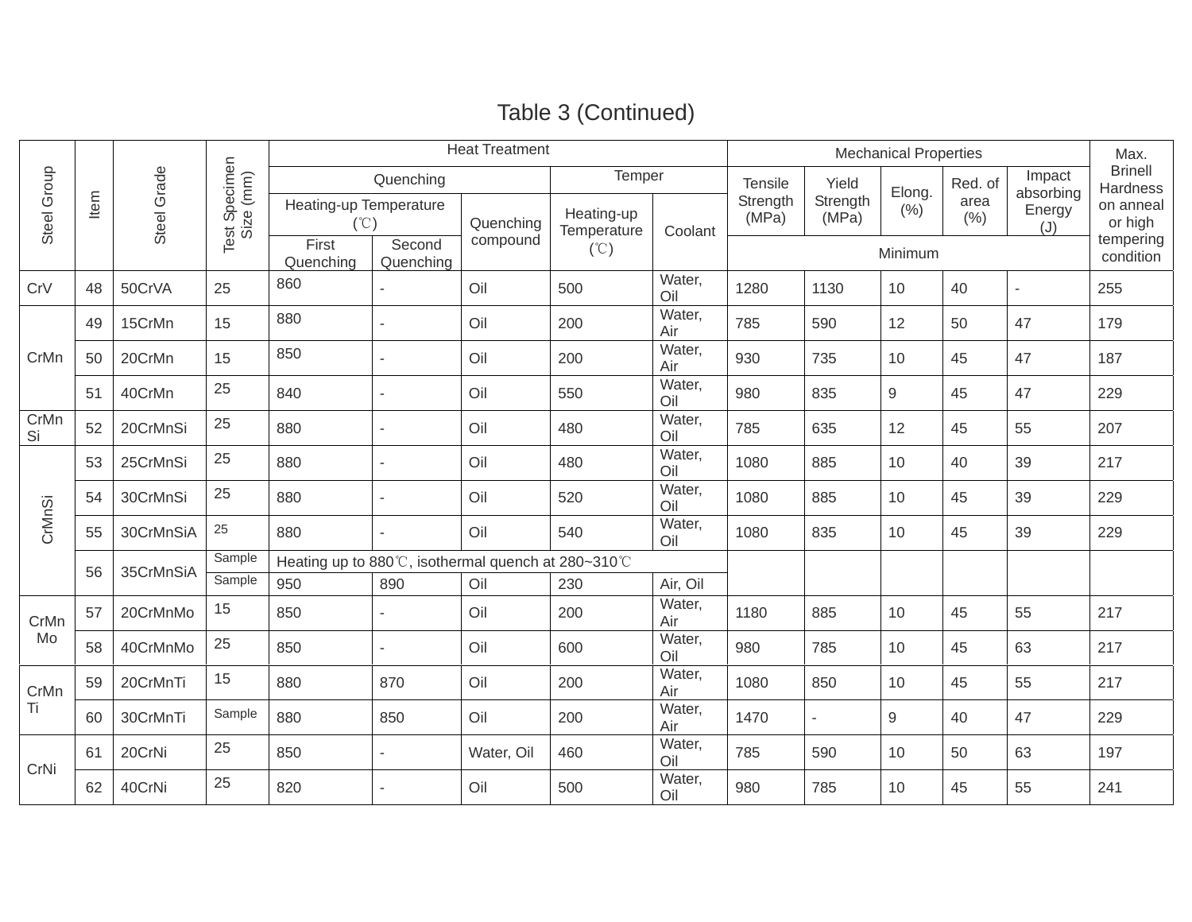## Table 3 (Continued)

| Steel Group | Item | Steel Grade | Test Specimen Size (mm) | Heat Treatment | | | | | Mechanical Properties | | | | | Max. Brinell Hardness on anneal or high tempering condition |
|---|---|---|---|---|---|---|---|---|---|---|---|---|---|---|
| | | | | Quenching | | | Temper | | Tensile Strength (MPa) | Yield Strength (MPa) | Elong. (%) | Red. of area (%) | Impact absorbing Energy (J) | |
| | | | | Heating-up Temperature (℃) | | Quenching compound | Heating-up Temperature (℃) | Coolant | | | | | | |
| | | | | First Quenching | Second Quenching | | | | Minimum | | | | | |
| CrV | 48 | 50CrVA | 25 | 860 | - | Oil | 500 | Water, Oil | 1280 | 1130 | 10 | 40 | - | 255 |
| CrMn | 49 | 15CrMn | 15 | 880 | - | Oil | 200 | Water, Air | 785 | 590 | 12 | 50 | 47 | 179 |
| | 50 | 20CrMn | 15 | 850 | - | Oil | 200 | Water, Air | 930 | 735 | 10 | 45 | 47 | 187 |
| | 51 | 40CrMn | 25 | 840 | - | Oil | 550 | Water, Oil | 980 | 835 | 9 | 45 | 47 | 229 |
| CrMnSi | 52 | 20CrMnSi | 25 | 880 | - | Oil | 480 | Water, Oil | 785 | 635 | 12 | 45 | 55 | 207 |
| CrMnSi | 53 | 25CrMnSi | 25 | 880 | - | Oil | 480 | Water, Oil | 1080 | 885 | 10 | 40 | 39 | 217 |
| | 54 | 30CrMnSi | 25 | 880 | - | Oil | 520 | Water, Oil | 1080 | 885 | 10 | 45 | 39 | 229 |
| | 55 | 30CrMnSiA | 25 | 880 | - | Oil | 540 | Water, Oil | 1080 | 835 | 10 | 45 | 39 | 229 |
| | 56 | 35CrMnSiA | Sample | Heating up to 880℃, isothermal quench at 280~310℃ | | | | | | | | | | |
| | | | Sample | 950 | 890 | Oil | 230 | Air, Oil | | | | | | |
| CrMnMo | 57 | 20CrMnMo | 15 | 850 | - | Oil | 200 | Water, Air | 1180 | 885 | 10 | 45 | 55 | 217 |
| | 58 | 40CrMnMo | 25 | 850 | - | Oil | 600 | Water, Oil | 980 | 785 | 10 | 45 | 63 | 217 |
| CrMnTi | 59 | 20CrMnTi | 15 | 880 | 870 | Oil | 200 | Water, Air | 1080 | 850 | 10 | 45 | 55 | 217 |
| | 60 | 30CrMnTi | Sample | 880 | 850 | Oil | 200 | Water, Air | 1470 | - | 9 | 40 | 47 | 229 |
| CrNi | 61 | 20CrNi | 25 | 850 | - | Water, Oil | 460 | Water, Oil | 785 | 590 | 10 | 50 | 63 | 197 |
| | 62 | 40CrNi | 25 | 820 | - | Oil | 500 | Water, Oil | 980 | 785 | 10 | 45 | 55 | 241 |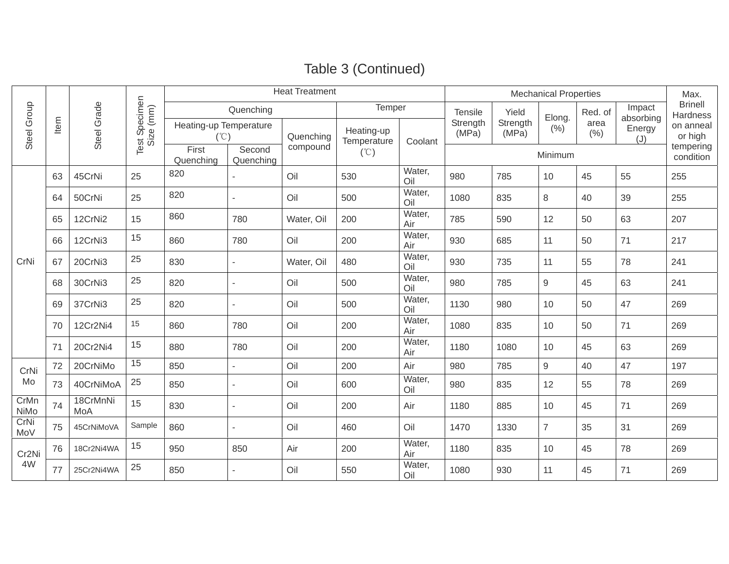Table 3 (Continued)

| Steel Group | Item | Steel Grade | Test Specimen Size (mm) | Heat Treatment | | | | | Mechanical Properties | | | | | Max. Brinell Hardness on anneal or high tempering condition |
|---|---|---|---|---|---|---|---|---|---|---|---|---|---|---|
| | | | | Quenching | | | Temper | | Tensile Strength (MPa) | Yield Strength (MPa) | Elong. (%) | Red. of area (%) | Impact absorbing Energy (J) | |
| | | | | Heating-up Temperature (℃) | | Quenching compound | Heating-up Temperature (℃) | Coolant | | | | | | |
| | | | | First Quenching | Second Quenching | | | | Minimum | | | | | |
| CrNi | 63 | 45CrNi | 25 | 820 | - | Oil | 530 | Water, Oil | 980 | 785 | 10 | 45 | 55 | 255 |
| | 64 | 50CrNi | 25 | 820 | - | Oil | 500 | Water, Oil | 1080 | 835 | 8 | 40 | 39 | 255 |
| | 65 | 12CrNi2 | 15 | 860 | 780 | Water, Oil | 200 | Water, Air | 785 | 590 | 12 | 50 | 63 | 207 |
| | 66 | 12CrNi3 | 15 | 860 | 780 | Oil | 200 | Water, Air | 930 | 685 | 11 | 50 | 71 | 217 |
| | 67 | 20CrNi3 | 25 | 830 | - | Water, Oil | 480 | Water, Oil | 930 | 735 | 11 | 55 | 78 | 241 |
| | 68 | 30CrNi3 | 25 | 820 | - | Oil | 500 | Water, Oil | 980 | 785 | 9 | 45 | 63 | 241 |
| | 69 | 37CrNi3 | 25 | 820 | - | Oil | 500 | Water, Oil | 1130 | 980 | 10 | 50 | 47 | 269 |
| | 70 | 12Cr2Ni4 | 15 | 860 | 780 | Oil | 200 | Water, Air | 1080 | 835 | 10 | 50 | 71 | 269 |
| | 71 | 20Cr2Ni4 | 15 | 880 | 780 | Oil | 200 | Water, Air | 1180 | 1080 | 10 | 45 | 63 | 269 |
| CrNiMo | 72 | 20CrNiMo | 15 | 850 | - | Oil | 200 | Air | 980 | 785 | 9 | 40 | 47 | 197 |
| | 73 | 40CrNiMoA | 25 | 850 | - | Oil | 600 | Water, Oil | 980 | 835 | 12 | 55 | 78 | 269 |
| CrMnNiMo | 74 | 18CrMnNiMoA | 15 | 830 | - | Oil | 200 | Air | 1180 | 885 | 10 | 45 | 71 | 269 |
| CrNiMoV | 75 | 45CrNiMoVA | Sample | 860 | - | Oil | 460 | Oil | 1470 | 1330 | 7 | 35 | 31 | 269 |
| Cr2Ni4W | 76 | 18Cr2Ni4WA | 15 | 950 | 850 | Air | 200 | Water, Air | 1180 | 835 | 10 | 45 | 78 | 269 |
| | 77 | 25Cr2Ni4WA | 25 | 850 | - | Oil | 550 | Water, Oil | 1080 | 930 | 11 | 45 | 71 | 269 |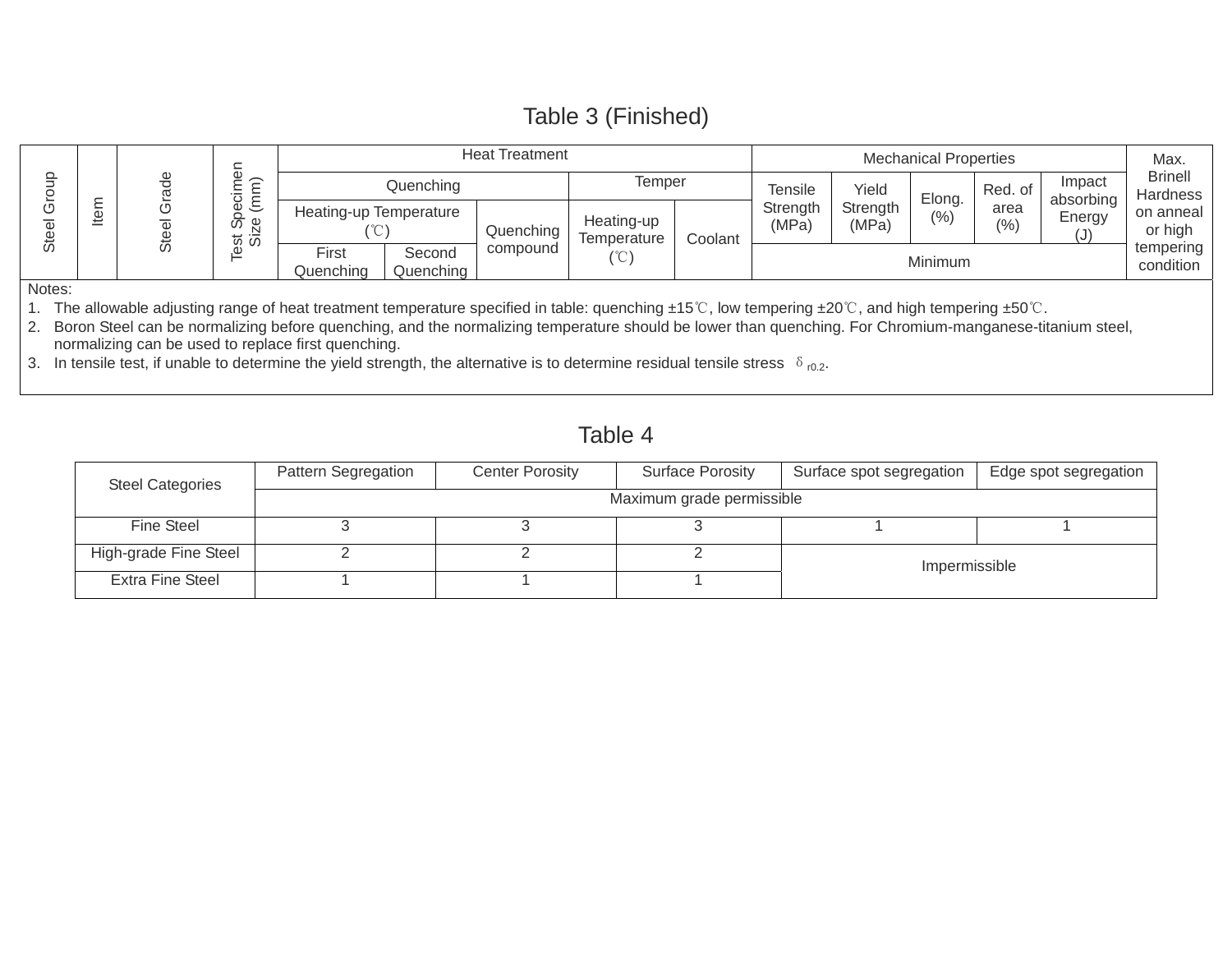## Table 3 (Finished)

| Steel Group | Item | Steel Grade | Test Specimen Size (mm) | Heat Treatment | | | | | Mechanical Properties | | | | | Max. Brinell Hardness on anneal or high tempering condition |
|---|---|---|---|---|---|---|---|---|---|---|---|---|---|---|
| | | | | Quenching | | | Temper | | Tensile Strength (MPa) | Yield Strength (MPa) | Elong. (%) | Red. of area (%) | Impact absorbing Energy (J) | |
| | | | | Heating-up Temperature (℃) | | Quenching compound | Heating-up Temperature (℃) | Coolant | | | | | | |
| | | | | First Quenching | Second Quenching | | | | Minimum | | | | | |

Notes:

1. The allowable adjusting range of heat treatment temperature specified in table: quenching ±15℃, low tempering ±20℃, and high tempering ±50℃.
2. Boron Steel can be normalizing before quenching, and the normalizing temperature should be lower than quenching. For Chromium-manganese-titanium steel, normalizing can be used to replace first quenching.
3. In tensile test, if unable to determine the yield strength, the alternative is to determine residual tensile stress $\delta_{r0.2}$.

## Table 4

| Steel Categories | Pattern Segregation | Center Porosity | Surface Porosity | Surface spot segregation | Edge spot segregation |
|---|---|---|---|---|---|
| | Maximum grade permissible | | | | |
| Fine Steel | 3 | 3 | 3 | 1 | 1 |
| High-grade Fine Steel | 2 | 2 | 2 | Impermissible | |
| Extra Fine Steel | 1 | 1 | 1 | | |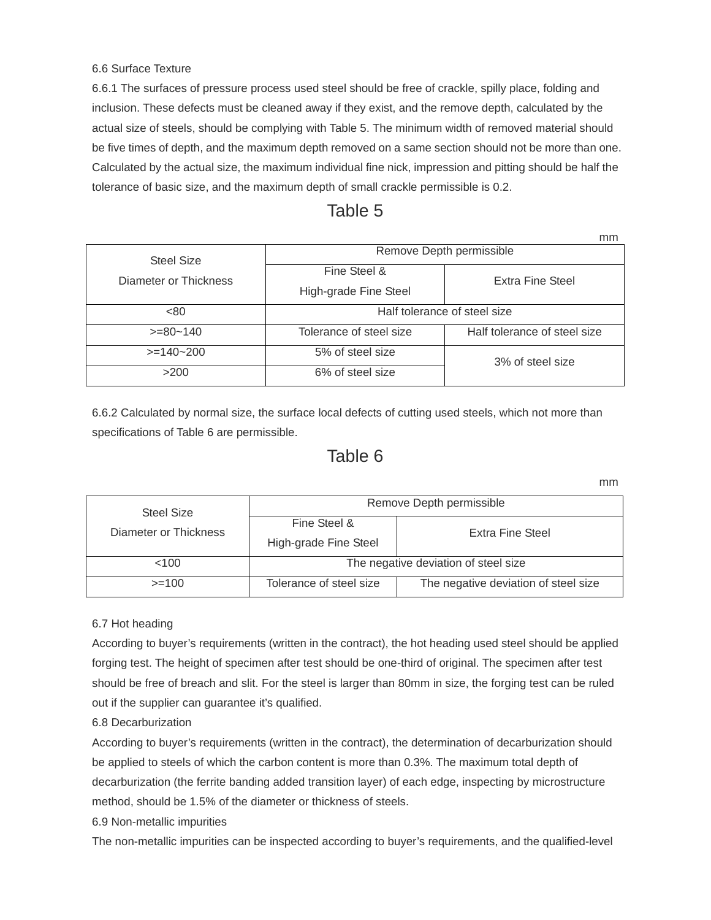6.6 Surface Texture

6.6.1 The surfaces of pressure process used steel should be free of crackle, spilly place, folding and inclusion. These defects must be cleaned away if they exist, and the remove depth, calculated by the actual size of steels, should be complying with Table 5. The minimum width of removed material should be five times of depth, and the maximum depth removed on a same section should not be more than one. Calculated by the actual size, the maximum individual fine nick, impression and pitting should be half the tolerance of basic size, and the maximum depth of small crackle permissible is 0.2.

## Table 5

mm

| Steel Size Diameter or Thickness | Remove Depth permissible | |
|---|---|---|
| | Fine Steel & High-grade Fine Steel | Extra Fine Steel |
| <80 | Half tolerance of steel size | |
| >=80~140 | Tolerance of steel size | Half tolerance of steel size |
| >=140~200 | 5% of steel size | 3% of steel size |
| >200 | 6% of steel size | |

6.6.2 Calculated by normal size, the surface local defects of cutting used steels, which not more than specifications of Table 6 are permissible.

## Table 6

mm

| Steel Size Diameter or Thickness | Remove Depth permissible | |
|---|---|---|
| | Fine Steel & High-grade Fine Steel | Extra Fine Steel |
| <100 | The negative deviation of steel size | |
| >=100 | Tolerance of steel size | The negative deviation of steel size |

6.7 Hot heading

According to buyer's requirements (written in the contract), the hot heading used steel should be applied forging test. The height of specimen after test should be one-third of original. The specimen after test should be free of breach and slit. For the steel is larger than 80mm in size, the forging test can be ruled out if the supplier can guarantee it's qualified.

6.8 Decarburization

According to buyer's requirements (written in the contract), the determination of decarburization should be applied to steels of which the carbon content is more than 0.3%. The maximum total depth of decarburization (the ferrite banding added transition layer) of each edge, inspecting by microstructure method, should be 1.5% of the diameter or thickness of steels.

6.9 Non-metallic impurities

The non-metallic impurities can be inspected according to buyer's requirements, and the qualified-level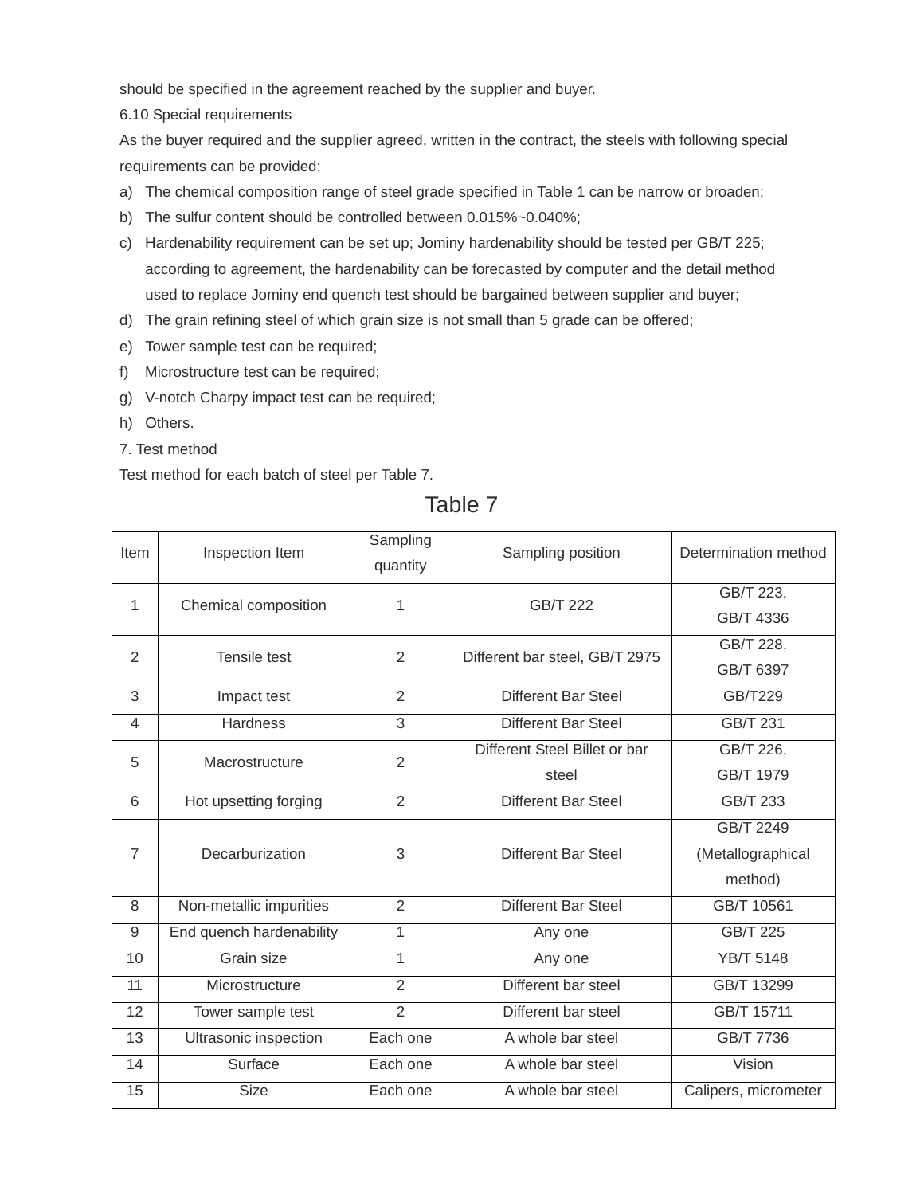should be specified in the agreement reached by the supplier and buyer.

6.10 Special requirements

As the buyer required and the supplier agreed, written in the contract, the steels with following special requirements can be provided:

a) The chemical composition range of steel grade specified in Table 1 can be narrow or broaden;
b) The sulfur content should be controlled between 0.015%~0.040%;
c) Hardenability requirement can be set up; Jominy hardenability should be tested per GB/T 225; according to agreement, the hardenability can be forecasted by computer and the detail method used to replace Jominy end quench test should be bargained between supplier and buyer;
d) The grain refining steel of which grain size is not small than 5 grade can be offered;
e) Tower sample test can be required;
f) Microstructure test can be required;
g) V-notch Charpy impact test can be required;
h) Others.

7. Test method

Test method for each batch of steel per Table 7.

Table 7

| Item | Inspection Item | Sampling quantity | Sampling position | Determination method |
|---|---|---|---|---|
| 1 | Chemical composition | 1 | GB/T 222 | GB/T 223, GB/T 4336 |
| 2 | Tensile test | 2 | Different bar steel, GB/T 2975 | GB/T 228, GB/T 6397 |
| 3 | Impact test | 2 | Different Bar Steel | GB/T229 |
| 4 | Hardness | 3 | Different Bar Steel | GB/T 231 |
| 5 | Macrostructure | 2 | Different Steel Billet or bar steel | GB/T 226, GB/T 1979 |
| 6 | Hot upsetting forging | 2 | Different Bar Steel | GB/T 233 |
| 7 | Decarburization | 3 | Different Bar Steel | GB/T 2249 (Metallographical method) |
| 8 | Non-metallic impurities | 2 | Different Bar Steel | GB/T 10561 |
| 9 | End quench hardenability | 1 | Any one | GB/T 225 |
| 10 | Grain size | 1 | Any one | YB/T 5148 |
| 11 | Microstructure | 2 | Different bar steel | GB/T 13299 |
| 12 | Tower sample test | 2 | Different bar steel | GB/T 15711 |
| 13 | Ultrasonic inspection | Each one | A whole bar steel | GB/T 7736 |
| 14 | Surface | Each one | A whole bar steel | Vision |
| 15 | Size | Each one | A whole bar steel | Calipers, micrometer |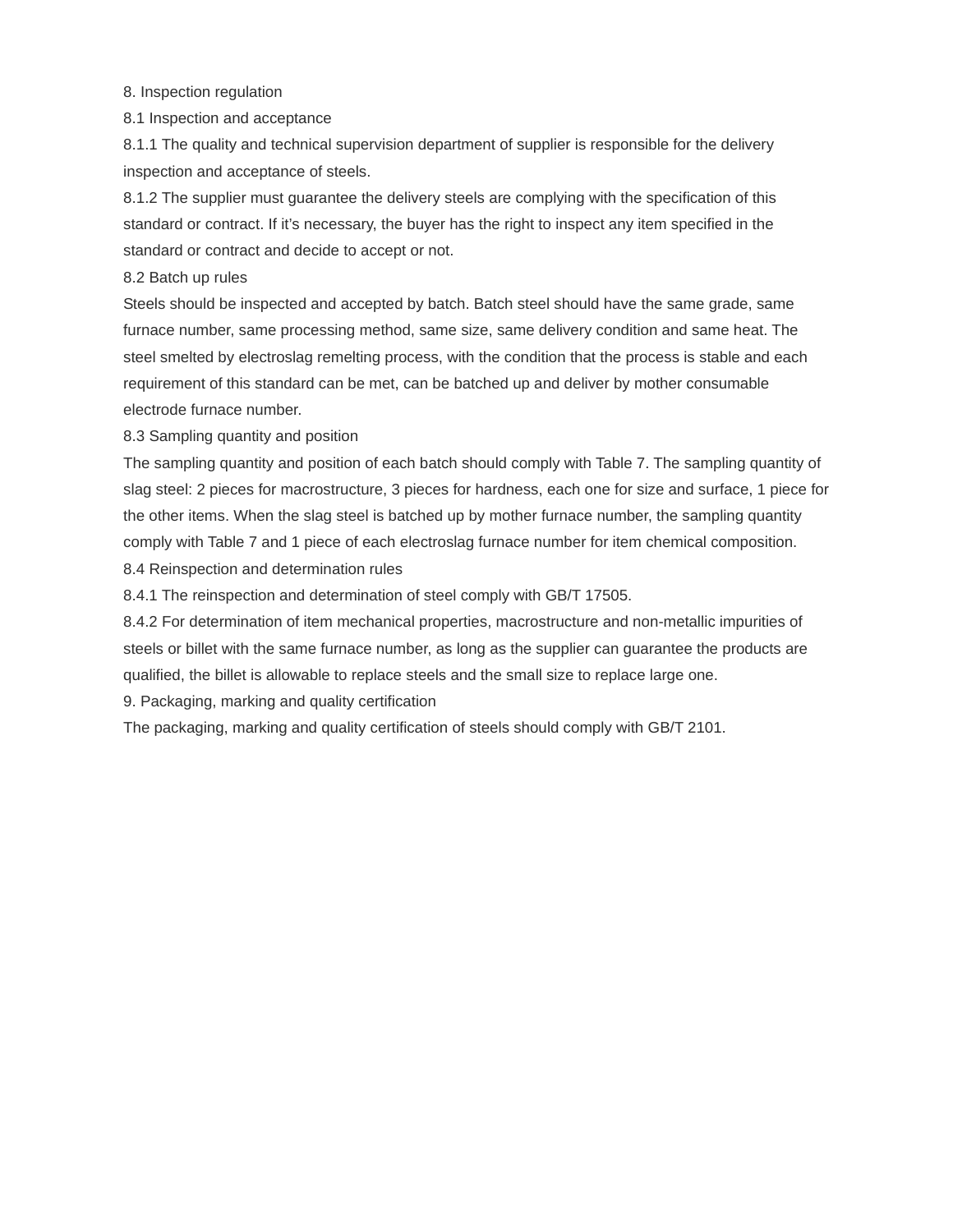## 8. Inspection regulation

### 8.1 Inspection and acceptance

8.1.1 The quality and technical supervision department of supplier is responsible for the delivery inspection and acceptance of steels.

8.1.2 The supplier must guarantee the delivery steels are complying with the specification of this standard or contract. If it's necessary, the buyer has the right to inspect any item specified in the standard or contract and decide to accept or not.

### 8.2 Batch up rules

Steels should be inspected and accepted by batch. Batch steel should have the same grade, same furnace number, same processing method, same size, same delivery condition and same heat. The steel smelted by electroslag remelting process, with the condition that the process is stable and each requirement of this standard can be met, can be batched up and deliver by mother consumable electrode furnace number.

### 8.3 Sampling quantity and position

The sampling quantity and position of each batch should comply with Table 7. The sampling quantity of slag steel: 2 pieces for macrostructure, 3 pieces for hardness, each one for size and surface, 1 piece for the other items. When the slag steel is batched up by mother furnace number, the sampling quantity comply with Table 7 and 1 piece of each electroslag furnace number for item chemical composition.

### 8.4 Reinspection and determination rules

8.4.1 The reinspection and determination of steel comply with GB/T 17505.

8.4.2 For determination of item mechanical properties, macrostructure and non-metallic impurities of steels or billet with the same furnace number, as long as the supplier can guarantee the products are qualified, the billet is allowable to replace steels and the small size to replace large one.

## 9. Packaging, marking and quality certification

The packaging, marking and quality certification of steels should comply with GB/T 2101.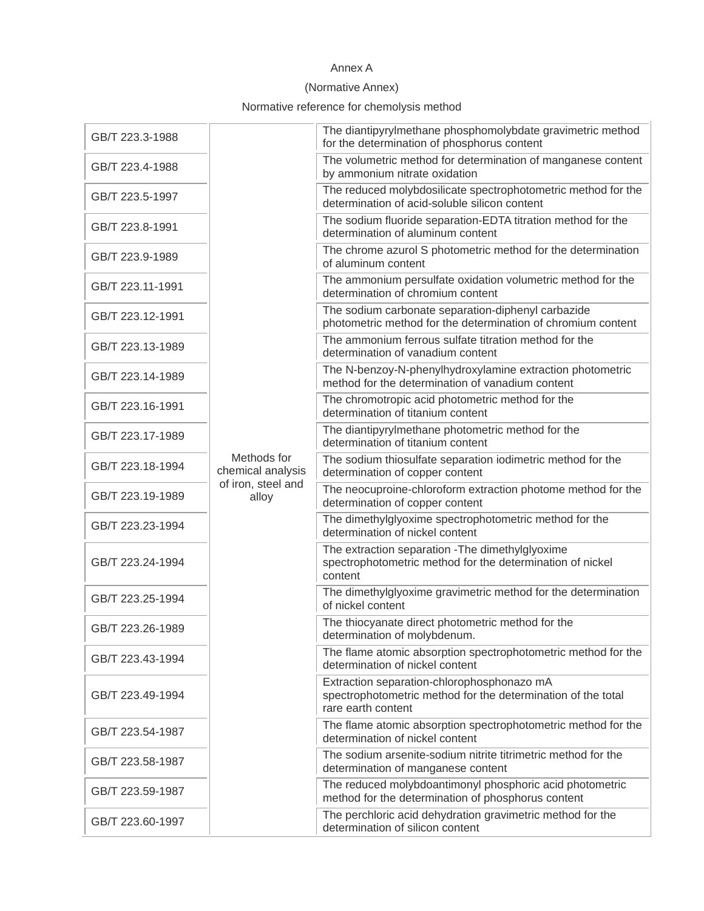Annex A

(Normative Annex)

Normative reference for chemolysis method

| | | |
|---|---|---|
| GB/T 223.3-1988 | Methods for chemical analysis of iron, steel and alloy | The diantipyrylmethane phosphomolybdate gravimetric method for the determination of phosphorus content |
| GB/T 223.4-1988 | | The volumetric method for determination of manganese content by ammonium nitrate oxidation |
| GB/T 223.5-1997 | | The reduced molybdosilicate spectrophotometric method for the determination of acid-soluble silicon content |
| GB/T 223.8-1991 | | The sodium fluoride separation-EDTA titration method for the determination of aluminum content |
| GB/T 223.9-1989 | | The chrome azurol S photometric method for the determination of aluminum content |
| GB/T 223.11-1991 | | The ammonium persulfate oxidation volumetric method for the determination of chromium content |
| GB/T 223.12-1991 | | The sodium carbonate separation-diphenyl carbazide photometric method for the determination of chromium content |
| GB/T 223.13-1989 | | The ammonium ferrous sulfate titration method for the determination of vanadium content |
| GB/T 223.14-1989 | | The N-benzoy-N-phenylhydroxylamine extraction photometric method for the determination of vanadium content |
| GB/T 223.16-1991 | | The chromotropic acid photometric method for the determination of titanium content |
| GB/T 223.17-1989 | | The diantipyrylmethane photometric method for the determination of titanium content |
| GB/T 223.18-1994 | | The sodium thiosulfate separation iodimetric method for the determination of copper content |
| GB/T 223.19-1989 | | The neocuproine-chloroform extraction photome method for the determination of copper content |
| GB/T 223.23-1994 | | The dimethylglyoxime spectrophotometric method for the determination of nickel content |
| GB/T 223.24-1994 | | The extraction separation -The dimethylglyoxime spectrophotometric method for the determination of nickel content |
| GB/T 223.25-1994 | | The dimethylglyoxime gravimetric method for the determination of nickel content |
| GB/T 223.26-1989 | | The thiocyanate direct photometric method for the determination of molybdenum. |
| GB/T 223.43-1994 | | The flame atomic absorption spectrophotometric method for the determination of nickel content |
| GB/T 223.49-1994 | | Extraction separation-chlorophosphonazo mA spectrophotometric method for the determination of the total rare earth content |
| GB/T 223.54-1987 | | The flame atomic absorption spectrophotometric method for the determination of nickel content |
| GB/T 223.58-1987 | | The sodium arsenite-sodium nitrite titrimetric method for the determination of manganese content |
| GB/T 223.59-1987 | | The reduced molybdoantimonyl phosphoric acid photometric method for the determination of phosphorus content |
| GB/T 223.60-1997 | | The perchloric acid dehydration gravimetric method for the determination of silicon content |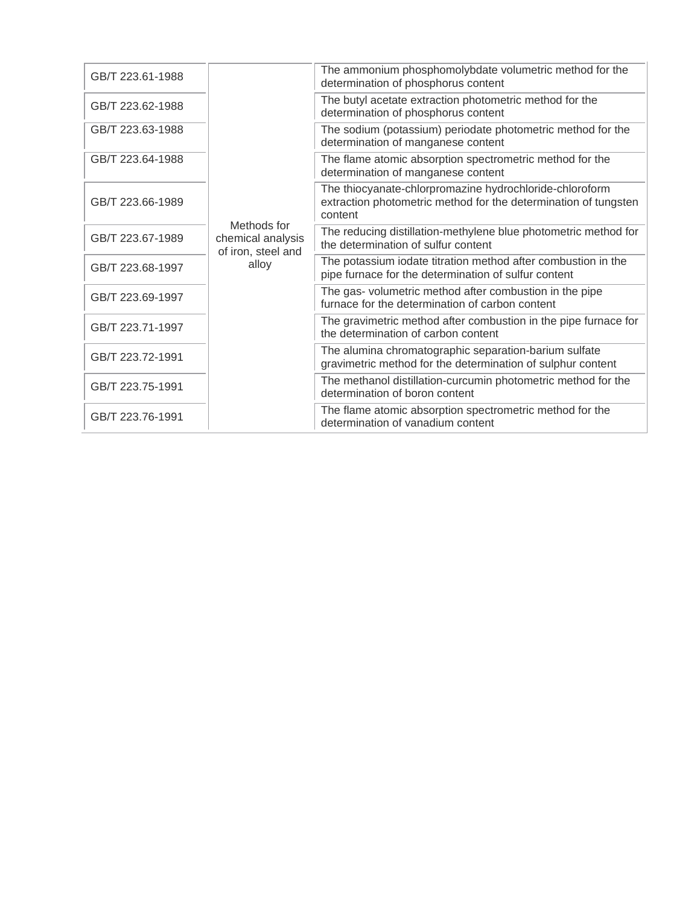| | | |
|---|---|---|
| GB/T 223.61-1988 | Methods for chemical analysis of iron, steel and alloy | The ammonium phosphomolybdate volumetric method for the determination of phosphorus content |
| GB/T 223.62-1988 | | The butyl acetate extraction photometric method for the determination of phosphorus content |
| GB/T 223.63-1988 | | The sodium (potassium) periodate photometric method for the determination of manganese content |
| GB/T 223.64-1988 | | The flame atomic absorption spectrometric method for the determination of manganese content |
| GB/T 223.66-1989 | | The thiocyanate-chlorpromazine hydrochloride-chloroform extraction photometric method for the determination of tungsten content |
| GB/T 223.67-1989 | | The reducing distillation-methylene blue photometric method for the determination of sulfur content |
| GB/T 223.68-1997 | | The potassium iodate titration method after combustion in the pipe furnace for the determination of sulfur content |
| GB/T 223.69-1997 | | The gas- volumetric method after combustion in the pipe furnace for the determination of carbon content |
| GB/T 223.71-1997 | | The gravimetric method after combustion in the pipe furnace for the determination of carbon content |
| GB/T 223.72-1991 | | The alumina chromatographic separation-barium sulfate gravimetric method for the determination of sulphur content |
| GB/T 223.75-1991 | | The methanol distillation-curcumin photometric method for the determination of boron content |
| GB/T 223.76-1991 | | The flame atomic absorption spectrometric method for the determination of vanadium content |